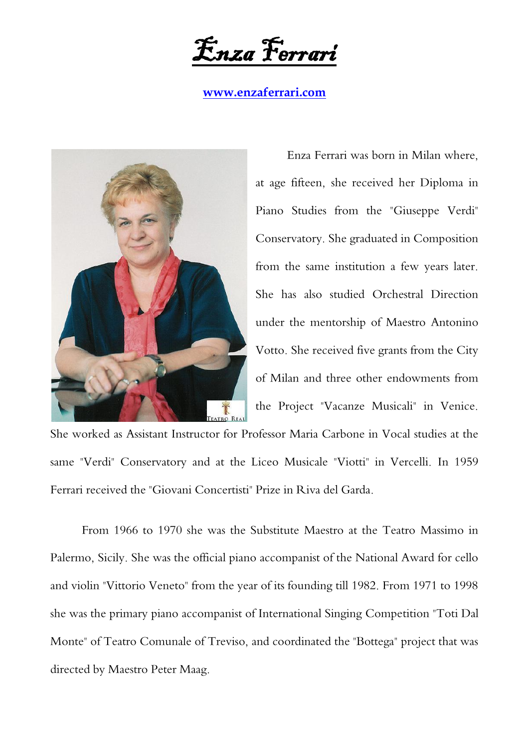# Enza Ferrari

[www.enzaferrari.com](http://www.enzaferrari.com)

Enza Ferrari was born in Milan where, at age fifteen, she received her Diploma in Piano Studies from the "Giuseppe Verdi" Conservatory. She graduated in Composition from the same institution a few years later. She has also studied Orchestral Direction under the mentorship of Maestro Antonino Votto. She received five grants from the City of Milan and three other endowments from the Project "Vacanze Musicali" in Venice. She worked as Assistant Instructor for Professor Maria Carbone in Vocal studies at the same "Verdi" Conservatory and at the Liceo Musicale "Viotti" in Vercelli. In 1959 Ferrari received the "Giovani Concertisti" Prize in Riva del Garda.

From 1966 to 1970 she was the Substitute Maestro at the Teatro Massimo in Palermo, Sicily. She was the official piano accompanist of the National Award for cello and violin "Vittorio Veneto" from the year of its founding till 1982. From 1971 to 1998 she was the primary piano accompanist of International Singing Competition "Toti Dal Monte" of Teatro Comunale of Treviso, and coordinated the "Bottega" project that was directed by Maestro Peter Maag.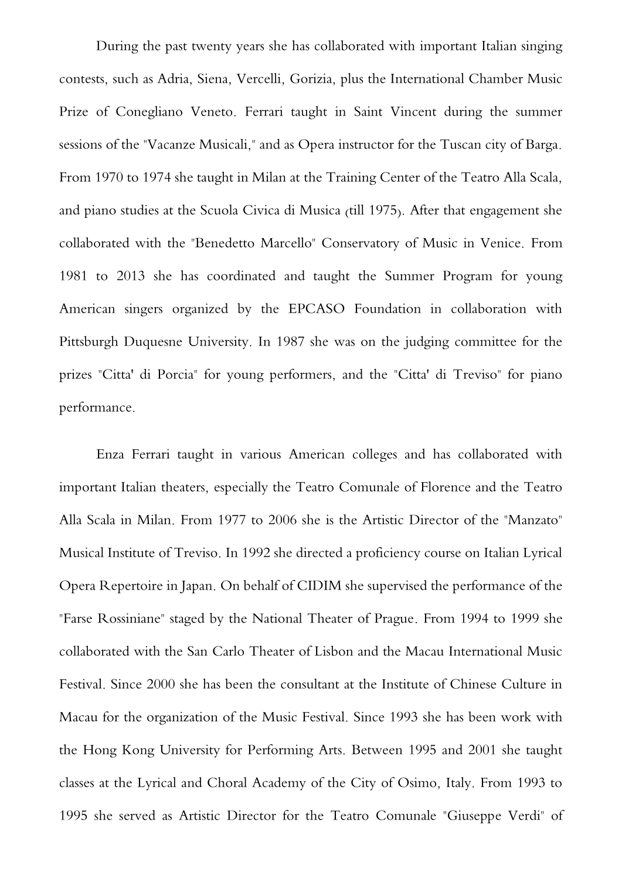During the past twenty years she has collaborated with important Italian singing contests, such as Adria, Siena, Vercelli, Gorizia, plus the International Chamber Music Prize of Conegliano Veneto. Ferrari taught in Saint Vincent during the summer sessions of the "Vacanze Musicali," and as Opera instructor for the Tuscan city of Barga. From 1970 to 1974 she taught in Milan at the Training Center of the Teatro Alla Scala, and piano studies at the Scuola Civica di Musica (till 1975). After that engagement she collaborated with the "Benedetto Marcello" Conservatory of Music in Venice. From 1981 to 2013 she has coordinated and taught the Summer Program for young American singers organized by the EPCASO Foundation in collaboration with Pittsburgh Duquesne University. In 1987 she was on the judging committee for the prizes "Citta' di Porcia" for young performers, and the "Citta' di Treviso" for piano performance.

Enza Ferrari taught in various American colleges and has collaborated with important Italian theaters, especially the Teatro Comunale of Florence and the Teatro Alla Scala in Milan. From 1977 to 2006 she is the Artistic Director of the "Manzato" Musical Institute of Treviso. In 1992 she directed a proficiency course on Italian Lyrical Opera Repertoire in Japan. On behalf of CIDIM she supervised the performance of the "Farse Rossiniane" staged by the National Theater of Prague. From 1994 to 1999 she collaborated with the San Carlo Theater of Lisbon and the Macau International Music Festival. Since 2000 she has been the consultant at the Institute of Chinese Culture in Macau for the organization of the Music Festival. Since 1993 she has been work with the Hong Kong University for Performing Arts. Between 1995 and 2001 she taught classes at the Lyrical and Choral Academy of the City of Osimo, Italy. From 1993 to 1995 she served as Artistic Director for the Teatro Comunale "Giuseppe Verdi" of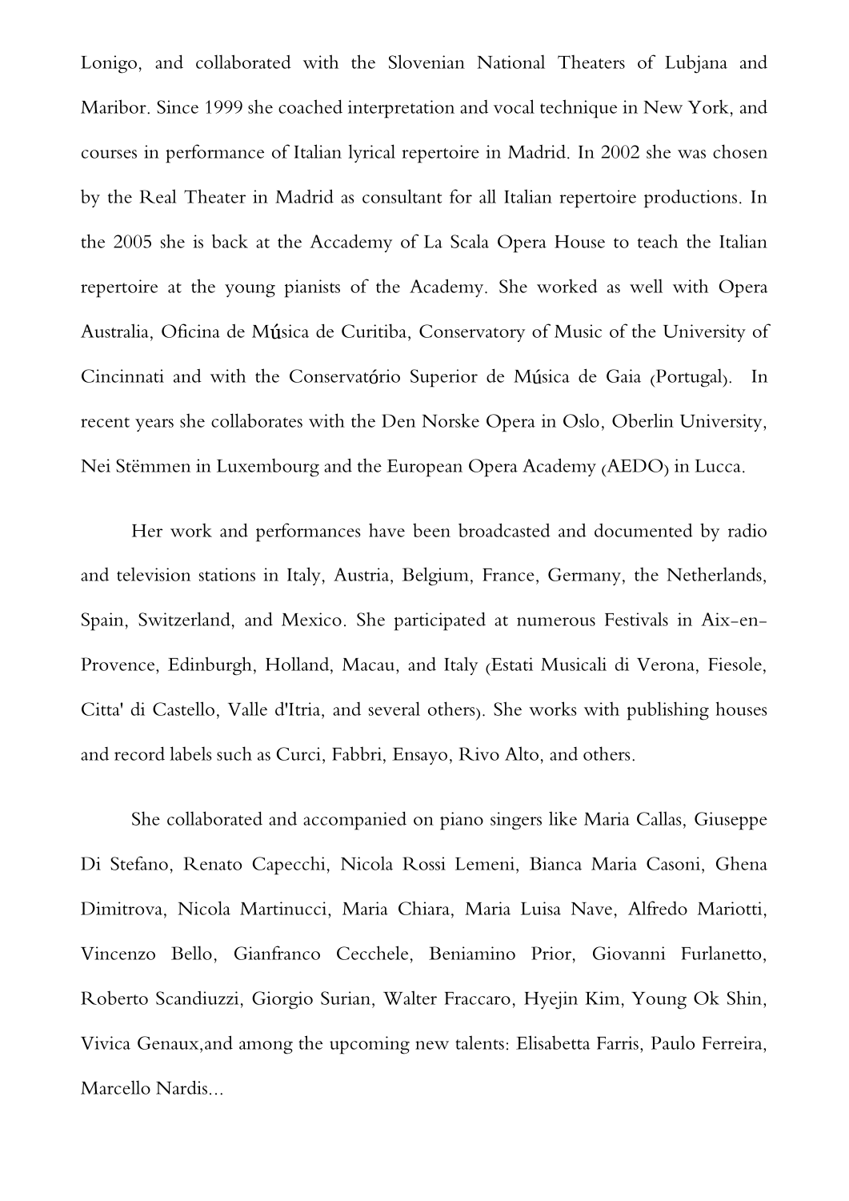Lonigo, and collaborated with the Slovenian National Theaters of Lubjana and Maribor. Since 1999 she coached interpretation and vocal technique in New York, and courses in performance of Italian lyrical repertoire in Madrid. In 2002 she was chosen by the Real Theater in Madrid as consultant for all Italian repertoire productions. In the 2005 she is back at the Accademy of La Scala Opera House to teach the Italian repertoire at the young pianists of the Academy. She worked as well with Opera Australia, Oficina de Música de Curitiba, Conservatory of Music of the University of Cincinnati and with the Conservatório Superior de Música de Gaia (Portugal). In recent years she collaborates with the Den Norske Opera in Oslo, Oberlin University, Nei Stëmmen in Luxembourg and the European Opera Academy (AEDO) in Lucca.

Her work and performances have been broadcasted and documented by radio and television stations in Italy, Austria, Belgium, France, Germany, the Netherlands, Spain, Switzerland, and Mexico. She participated at numerous Festivals in Aix-en-Provence, Edinburgh, Holland, Macau, and Italy (Estati Musicali di Verona, Fiesole, Citta' di Castello, Valle d'Itria, and several others). She works with publishing houses and record labels such as Curci, Fabbri, Ensayo, Rivo Alto, and others.

She collaborated and accompanied on piano singers like Maria Callas, Giuseppe Di Stefano, Renato Capecchi, Nicola Rossi Lemeni, Bianca Maria Casoni, Ghena Dimitrova, Nicola Martinucci, Maria Chiara, Maria Luisa Nave, Alfredo Mariotti, Vincenzo Bello, Gianfranco Cecchele, Beniamino Prior, Giovanni Furlanetto, Roberto Scandiuzzi, Giorgio Surian, Walter Fraccaro, Hyejin Kim, Young Ok Shin, Vivica Genaux,and among the upcoming new talents: Elisabetta Farris, Paulo Ferreira, Marcello Nardis...